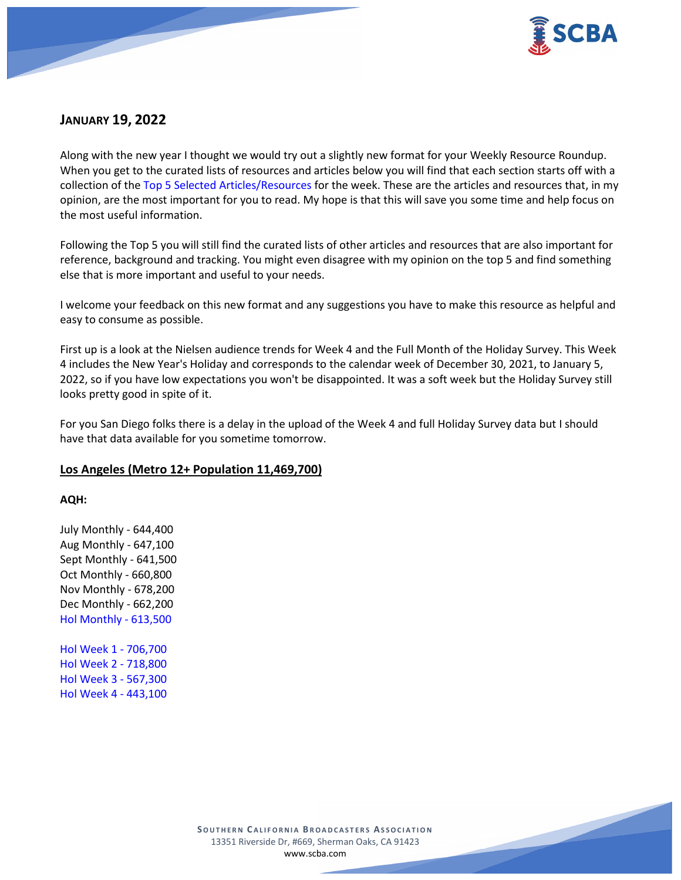## JANUARY 19, 2022

Along with the new year I thought we would try out a slightly new format for your Weekly Resource Roundup. When you get to the curated lists of resources and articles below you will find that each section starts off with a collection of the Top 5 Selected Articles/Resources for the week. These are the articles and resources that, in my opinion, are the most important for you to read. My hope is that this will save you some time and help focus on the most useful information.

Following the Top 5 you will still find the curated lists of other articles and resources that are also important for reference, background and tracking. You might even disagree with my opinion on the top 5 and find something else that is more important and useful to your needs.

I welcome your feedback on this new format and any suggestions you have to make this resource as helpful and easy to consume as possible.

First up is a look at the Nielsen audience trends for Week 4 and the Full Month of the Holiday Survey. This Week 4 includes the New Year's Holiday and corresponds to the calendar week of December 30, 2021, to January 5, 2022, so if you have low expectations you won't be disappointed. It was a soft week but the Holiday Survey still looks pretty good in spite of it.

For you San Diego folks there is a delay in the upload of the Week 4 and full Holiday Survey data but I should have that data available for you sometime tomorrow.

**Los Angeles (Metro 12+ Population 11,469,700)**

**AQH:**

July Monthly - 644,400
Aug Monthly - 647,100
Sept Monthly - 641,500
Oct Monthly - 660,800
Nov Monthly - 678,200
Dec Monthly - 662,200
Hol Monthly - 613,500

Hol Week 1 - 706,700
Hol Week 2 - 718,800
Hol Week 3 - 567,300
Hol Week 4 - 443,100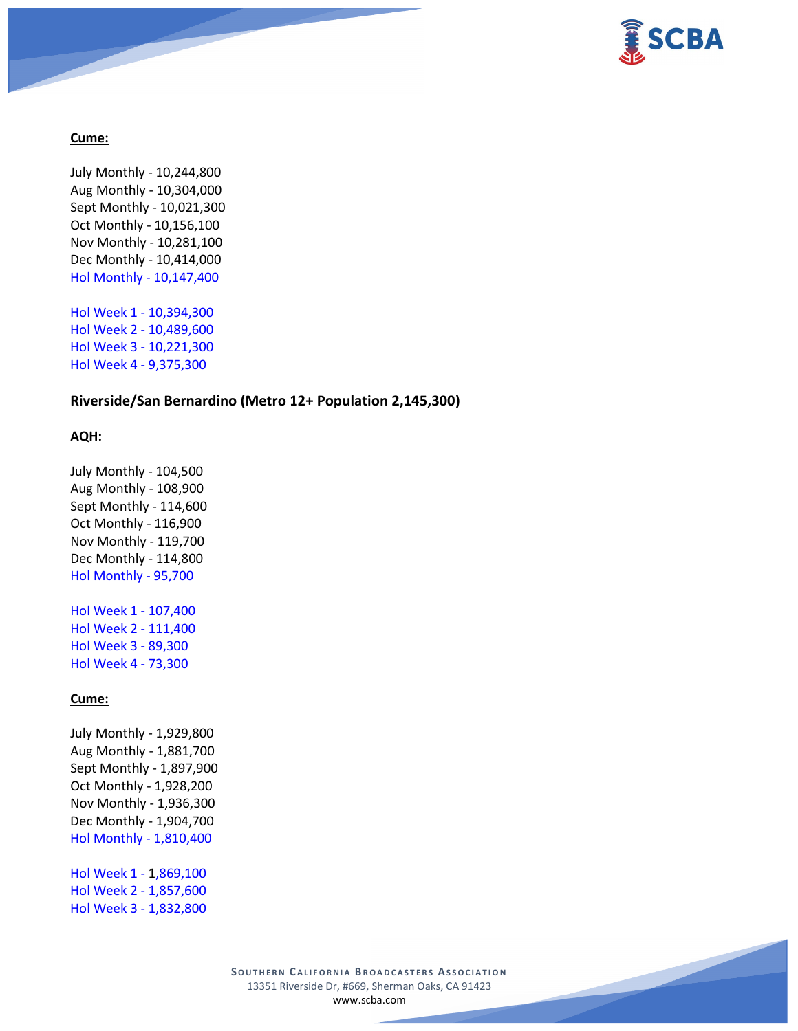**Cume:**

July Monthly - 10,244,800
Aug Monthly - 10,304,000
Sept Monthly - 10,021,300
Oct Monthly - 10,156,100
Nov Monthly - 10,281,100
Dec Monthly - 10,414,000
Hol Monthly - 10,147,400

Hol Week 1 - 10,394,300
Hol Week 2 - 10,489,600
Hol Week 3 - 10,221,300
Hol Week 4 - 9,375,300

**Riverside/San Bernardino (Metro 12+ Population 2,145,300)**

**AQH:**

July Monthly - 104,500
Aug Monthly - 108,900
Sept Monthly - 114,600
Oct Monthly - 116,900
Nov Monthly - 119,700
Dec Monthly - 114,800
Hol Monthly - 95,700

Hol Week 1 - 107,400
Hol Week 2 - 111,400
Hol Week 3 - 89,300
Hol Week 4 - 73,300

**Cume:**

July Monthly - 1,929,800
Aug Monthly - 1,881,700
Sept Monthly - 1,897,900
Oct Monthly - 1,928,200
Nov Monthly - 1,936,300
Dec Monthly - 1,904,700
Hol Monthly - 1,810,400

Hol Week 1 - 1,869,100
Hol Week 2 - 1,857,600
Hol Week 3 - 1,832,800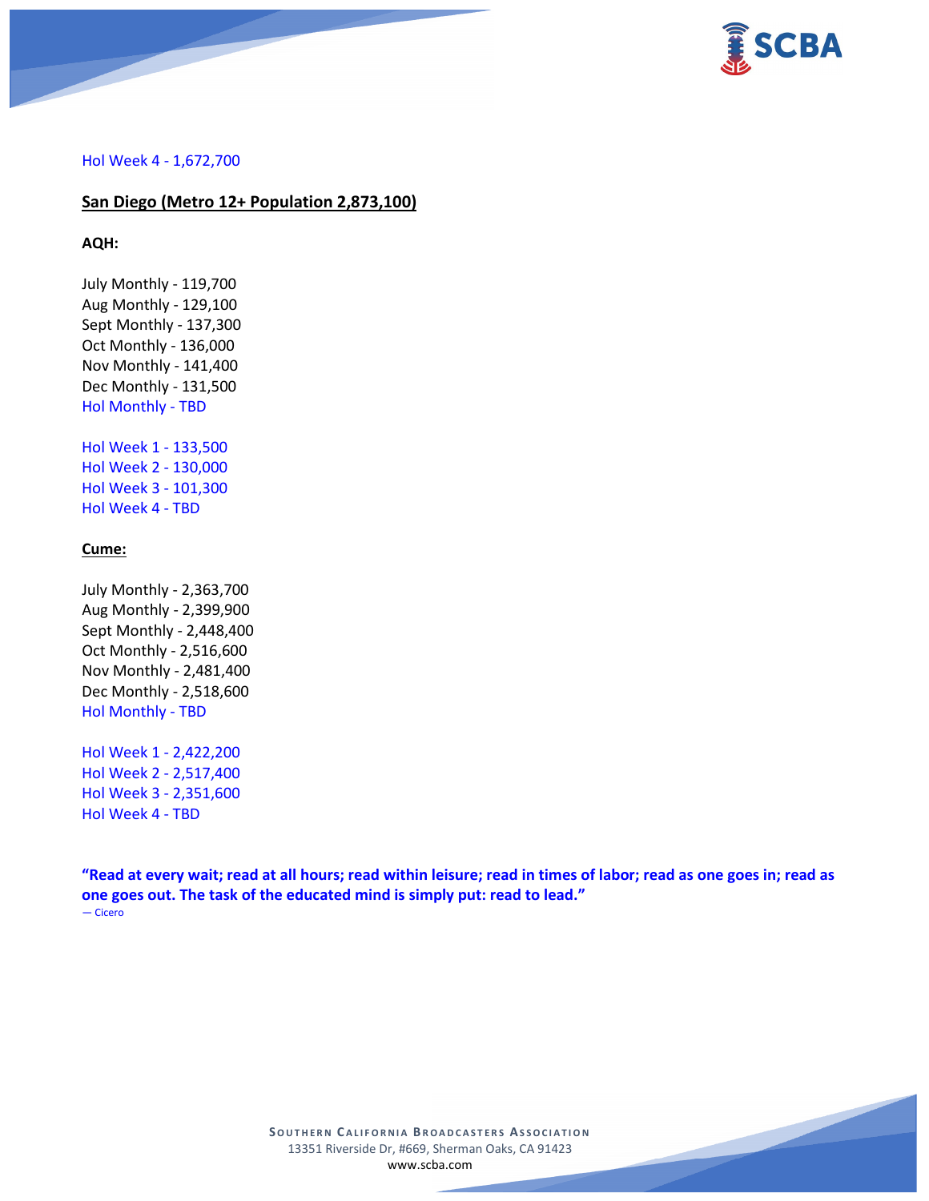Hol Week 4 - 1,672,700

**San Diego (Metro 12+ Population 2,873,100)**

**AQH:**

July Monthly - 119,700
Aug Monthly - 129,100
Sept Monthly - 137,300
Oct Monthly - 136,000
Nov Monthly - 141,400
Dec Monthly - 131,500
Hol Monthly - TBD

Hol Week 1 - 133,500
Hol Week 2 - 130,000
Hol Week 3 - 101,300
Hol Week 4 - TBD

**Cume:**

July Monthly - 2,363,700
Aug Monthly - 2,399,900
Sept Monthly - 2,448,400
Oct Monthly - 2,516,600
Nov Monthly - 2,481,400
Dec Monthly - 2,518,600
Hol Monthly - TBD

Hol Week 1 - 2,422,200
Hol Week 2 - 2,517,400
Hol Week 3 - 2,351,600
Hol Week 4 - TBD

**"Read at every wait; read at all hours; read within leisure; read in times of labor; read as one goes in; read as one goes out. The task of the educated mind is simply put: read to lead."**
— Cicero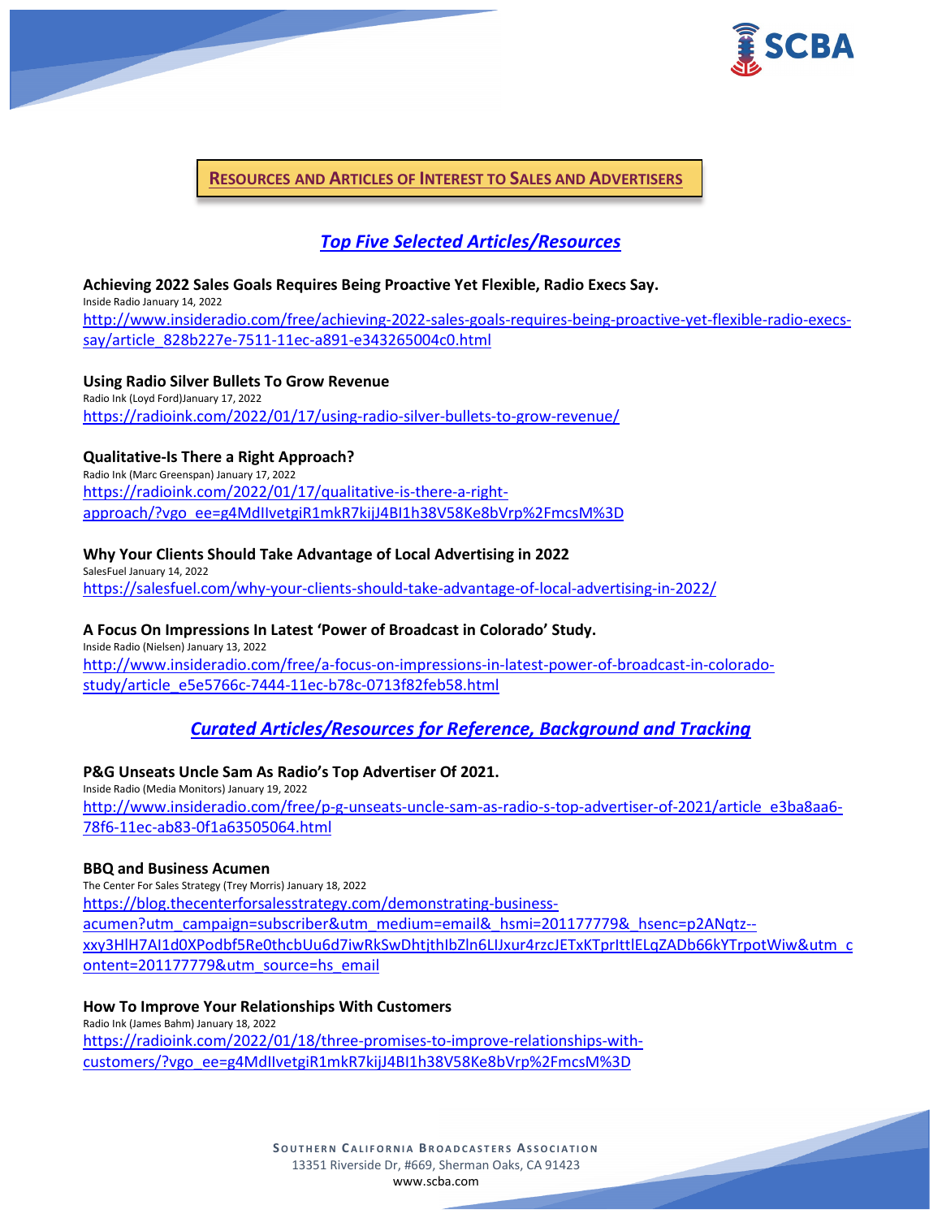## RESOURCES AND ARTICLES OF INTEREST TO SALES AND ADVERTISERS

### *Top Five Selected Articles/Resources*

**Achieving 2022 Sales Goals Requires Being Proactive Yet Flexible, Radio Execs Say.**
Inside Radio January 14, 2022
http://www.insideradio.com/free/achieving-2022-sales-goals-requires-being-proactive-yet-flexible-radio-execs-say/article_828b227e-7511-11ec-a891-e343265004c0.html

**Using Radio Silver Bullets To Grow Revenue**
Radio Ink (Loyd Ford)January 17, 2022
https://radioink.com/2022/01/17/using-radio-silver-bullets-to-grow-revenue/

**Qualitative-Is There a Right Approach?**
Radio Ink (Marc Greenspan) January 17, 2022
https://radioink.com/2022/01/17/qualitative-is-there-a-right-approach/?vgo_ee=g4MdIlvetgiR1mkR7kijJ4BI1h38V58Ke8bVrp%2FmcsM%3D

**Why Your Clients Should Take Advantage of Local Advertising in 2022**
SalesFuel January 14, 2022
https://salesfuel.com/why-your-clients-should-take-advantage-of-local-advertising-in-2022/

**A Focus On Impressions In Latest 'Power of Broadcast in Colorado' Study.**
Inside Radio (Nielsen) January 13, 2022
http://www.insideradio.com/free/a-focus-on-impressions-in-latest-power-of-broadcast-in-colorado-study/article_e5e5766c-7444-11ec-b78c-0713f82feb58.html

### *Curated Articles/Resources for Reference, Background and Tracking*

**P&G Unseats Uncle Sam As Radio's Top Advertiser Of 2021.**
Inside Radio (Media Monitors) January 19, 2022
http://www.insideradio.com/free/p-g-unseats-uncle-sam-as-radio-s-top-advertiser-of-2021/article_e3ba8aa6-78f6-11ec-ab83-0f1a63505064.html

**BBQ and Business Acumen**
The Center For Sales Strategy (Trey Morris) January 18, 2022
https://blog.thecenterforsalesstrategy.com/demonstrating-business-acumen?utm_campaign=subscriber&utm_medium=email&_hsmi=201177779&_hsenc=p2ANqtz--xxy3HlH7AI1d0XPodbf5Re0thcbUu6d7iwRkSwDhtjthIbZln6LIJxur4rzcJETxKTprIttlELqZADb66kYTrpotWiw&utm_content=201177779&utm_source=hs_email

**How To Improve Your Relationships With Customers**
Radio Ink (James Bahm) January 18, 2022
https://radioink.com/2022/01/18/three-promises-to-improve-relationships-with-customers/?vgo_ee=g4MdIlvetgiR1mkR7kijJ4BI1h38V58Ke8bVrp%2FmcsM%3D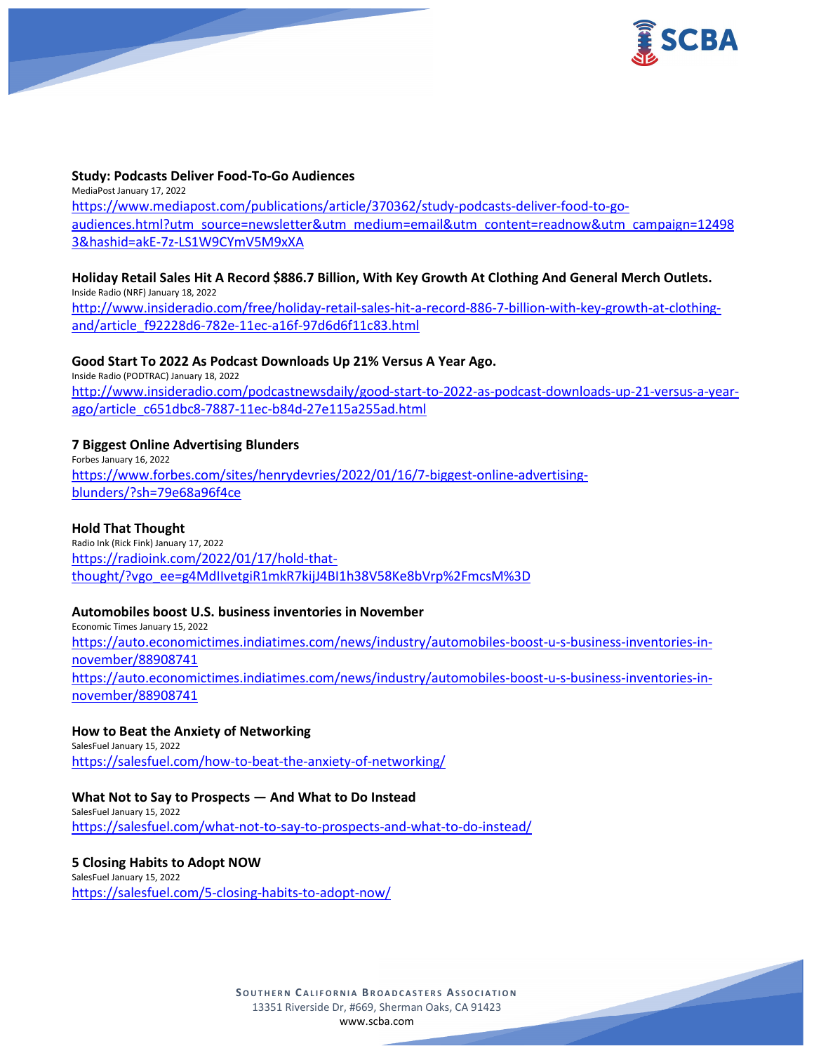**Study: Podcasts Deliver Food-To-Go Audiences**
MediaPost January 17, 2022
https://www.mediapost.com/publications/article/370362/study-podcasts-deliver-food-to-go-audiences.html?utm_source=newsletter&utm_medium=email&utm_content=readnow&utm_campaign=124983&hashid=akE-7z-LS1W9CYmV5M9xXA

**Holiday Retail Sales Hit A Record $886.7 Billion, With Key Growth At Clothing And General Merch Outlets.**
Inside Radio (NRF) January 18, 2022
http://www.insideradio.com/free/holiday-retail-sales-hit-a-record-886-7-billion-with-key-growth-at-clothing-and/article_f92228d6-782e-11ec-a16f-97d6d6f11c83.html

**Good Start To 2022 As Podcast Downloads Up 21% Versus A Year Ago.**
Inside Radio (PODTRAC) January 18, 2022
http://www.insideradio.com/podcastnewsdaily/good-start-to-2022-as-podcast-downloads-up-21-versus-a-year-ago/article_c651dbc8-7887-11ec-b84d-27e115a255ad.html

**7 Biggest Online Advertising Blunders**
Forbes January 16, 2022
https://www.forbes.com/sites/henrydevries/2022/01/16/7-biggest-online-advertising-blunders/?sh=79e68a96f4ce

**Hold That Thought**
Radio Ink (Rick Fink) January 17, 2022
https://radioink.com/2022/01/17/hold-that-thought/?vgo_ee=g4MdIlvetgiR1mkR7kijJ4BI1h38V58Ke8bVrp%2FmcsM%3D

**Automobiles boost U.S. business inventories in November**
Economic Times January 15, 2022
https://auto.economictimes.indiatimes.com/news/industry/automobiles-boost-u-s-business-inventories-in-november/88908741
https://auto.economictimes.indiatimes.com/news/industry/automobiles-boost-u-s-business-inventories-in-november/88908741

**How to Beat the Anxiety of Networking**
SalesFuel January 15, 2022
https://salesfuel.com/how-to-beat-the-anxiety-of-networking/

**What Not to Say to Prospects — And What to Do Instead**
SalesFuel January 15, 2022
https://salesfuel.com/what-not-to-say-to-prospects-and-what-to-do-instead/

**5 Closing Habits to Adopt NOW**
SalesFuel January 15, 2022
https://salesfuel.com/5-closing-habits-to-adopt-now/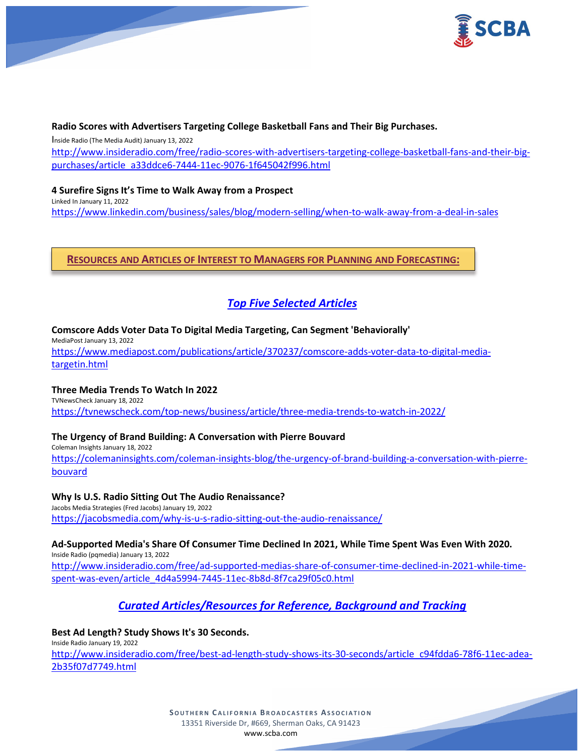**Radio Scores with Advertisers Targeting College Basketball Fans and Their Big Purchases.**

Inside Radio (The Media Audit) January 13, 2022

[http://www.insideradio.com/free/radio-scores-with-advertisers-targeting-college-basketball-fans-and-their-big-purchases/article_a33ddce6-7444-11ec-9076-1f645042f996.html](http://www.insideradio.com/free/radio-scores-with-advertisers-targeting-college-basketball-fans-and-their-big-purchases/article_a33ddce6-7444-11ec-9076-1f645042f996.html)

**4 Surefire Signs It's Time to Walk Away from a Prospect**

Linked In January 11, 2022

[https://www.linkedin.com/business/sales/blog/modern-selling/when-to-walk-away-from-a-deal-in-sales](https://www.linkedin.com/business/sales/blog/modern-selling/when-to-walk-away-from-a-deal-in-sales)

## RESOURCES AND ARTICLES OF INTEREST TO MANAGERS FOR PLANNING AND FORECASTING:

### *Top Five Selected Articles*

**Comscore Adds Voter Data To Digital Media Targeting, Can Segment 'Behaviorally'**

MediaPost January 13, 2022

[https://www.mediapost.com/publications/article/370237/comscore-adds-voter-data-to-digital-media-targetin.html](https://www.mediapost.com/publications/article/370237/comscore-adds-voter-data-to-digital-media-targetin.html)

**Three Media Trends To Watch In 2022**

TVNewsCheck January 18, 2022

[https://tvnewscheck.com/top-news/business/article/three-media-trends-to-watch-in-2022/](https://tvnewscheck.com/top-news/business/article/three-media-trends-to-watch-in-2022/)

**The Urgency of Brand Building: A Conversation with Pierre Bouvard**

Coleman Insights January 18, 2022

[https://colemaninsights.com/coleman-insights-blog/the-urgency-of-brand-building-a-conversation-with-pierre-bouvard](https://colemaninsights.com/coleman-insights-blog/the-urgency-of-brand-building-a-conversation-with-pierre-bouvard)

**Why Is U.S. Radio Sitting Out The Audio Renaissance?**

Jacobs Media Strategies (Fred Jacobs) January 19, 2022

[https://jacobsmedia.com/why-is-u-s-radio-sitting-out-the-audio-renaissance/](https://jacobsmedia.com/why-is-u-s-radio-sitting-out-the-audio-renaissance/)

**Ad-Supported Media's Share Of Consumer Time Declined In 2021, While Time Spent Was Even With 2020.**

Inside Radio (pqmedia) January 13, 2022

[http://www.insideradio.com/free/ad-supported-medias-share-of-consumer-time-declined-in-2021-while-time-spent-was-even/article_4d4a5994-7445-11ec-8b8d-8f7ca29f05c0.html](http://www.insideradio.com/free/ad-supported-medias-share-of-consumer-time-declined-in-2021-while-time-spent-was-even/article_4d4a5994-7445-11ec-8b8d-8f7ca29f05c0.html)

### *Curated Articles/Resources for Reference, Background and Tracking*

**Best Ad Length? Study Shows It's 30 Seconds.**

Inside Radio January 19, 2022

[http://www.insideradio.com/free/best-ad-length-study-shows-its-30-seconds/article_c94fdda6-78f6-11ec-adea-2b35f07d7749.html](http://www.insideradio.com/free/best-ad-length-study-shows-its-30-seconds/article_c94fdda6-78f6-11ec-adea-2b35f07d7749.html)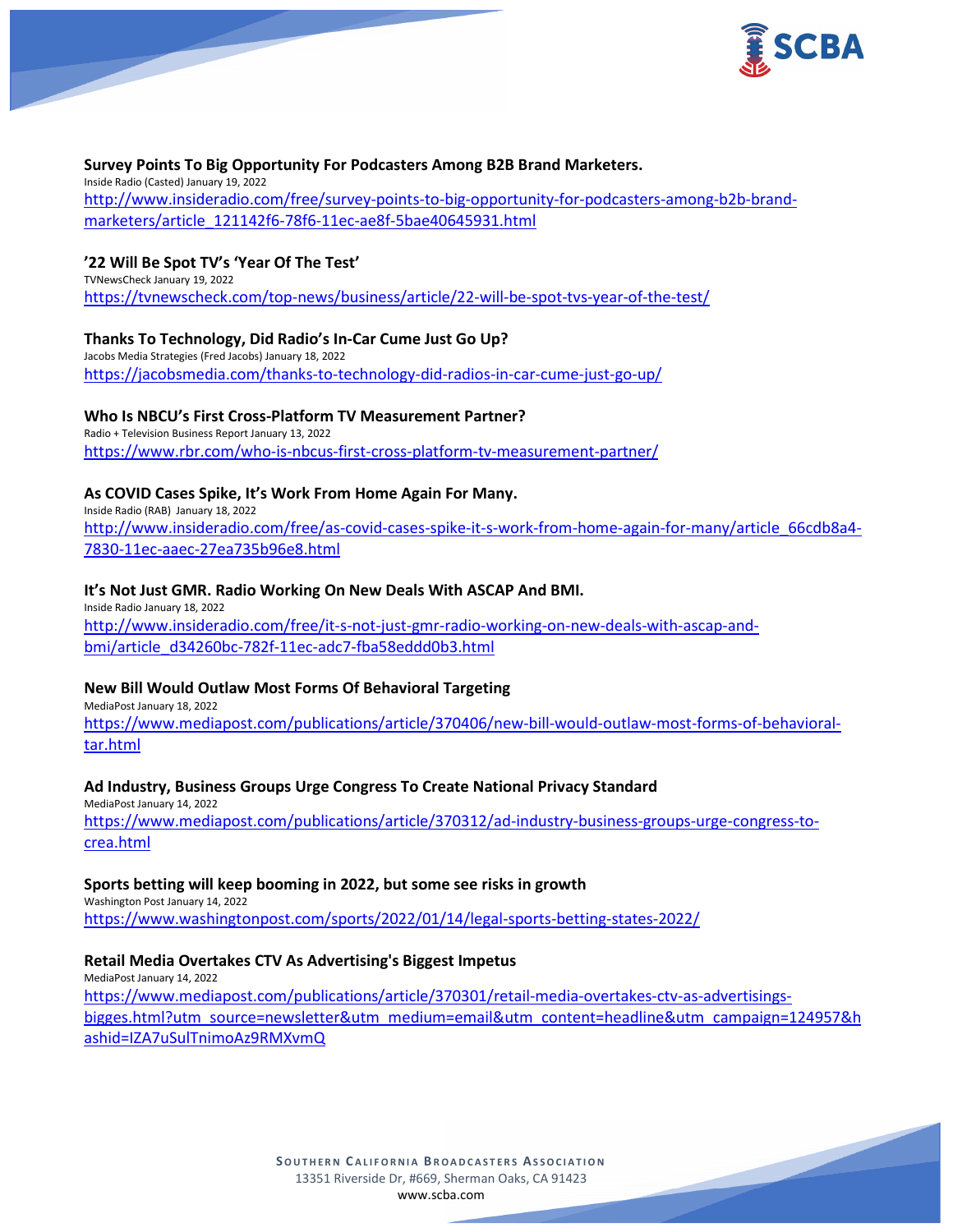**Survey Points To Big Opportunity For Podcasters Among B2B Brand Marketers.**
Inside Radio (Casted) January 19, 2022
http://www.insideradio.com/free/survey-points-to-big-opportunity-for-podcasters-among-b2b-brand-marketers/article_121142f6-78f6-11ec-ae8f-5bae40645931.html

**'22 Will Be Spot TV's 'Year Of The Test'**
TVNewsCheck January 19, 2022
https://tvnewscheck.com/top-news/business/article/22-will-be-spot-tvs-year-of-the-test/

**Thanks To Technology, Did Radio's In-Car Cume Just Go Up?**
Jacobs Media Strategies (Fred Jacobs) January 18, 2022
https://jacobsmedia.com/thanks-to-technology-did-radios-in-car-cume-just-go-up/

**Who Is NBCU's First Cross-Platform TV Measurement Partner?**
Radio + Television Business Report January 13, 2022
https://www.rbr.com/who-is-nbcus-first-cross-platform-tv-measurement-partner/

**As COVID Cases Spike, It's Work From Home Again For Many.**
Inside Radio (RAB) January 18, 2022
http://www.insideradio.com/free/as-covid-cases-spike-it-s-work-from-home-again-for-many/article_66cdb8a4-7830-11ec-aaec-27ea735b96e8.html

**It's Not Just GMR. Radio Working On New Deals With ASCAP And BMI.**
Inside Radio January 18, 2022
http://www.insideradio.com/free/it-s-not-just-gmr-radio-working-on-new-deals-with-ascap-and-bmi/article_d34260bc-782f-11ec-adc7-fba58eddd0b3.html

**New Bill Would Outlaw Most Forms Of Behavioral Targeting**
MediaPost January 18, 2022
https://www.mediapost.com/publications/article/370406/new-bill-would-outlaw-most-forms-of-behavioral-tar.html

**Ad Industry, Business Groups Urge Congress To Create National Privacy Standard**
MediaPost January 14, 2022
https://www.mediapost.com/publications/article/370312/ad-industry-business-groups-urge-congress-to-crea.html

**Sports betting will keep booming in 2022, but some see risks in growth**
Washington Post January 14, 2022
https://www.washingtonpost.com/sports/2022/01/14/legal-sports-betting-states-2022/

**Retail Media Overtakes CTV As Advertising's Biggest Impetus**
MediaPost January 14, 2022
https://www.mediapost.com/publications/article/370301/retail-media-overtakes-ctv-as-advertisings-bigges.html?utm_source=newsletter&utm_medium=email&utm_content=headline&utm_campaign=124957&hashid=IZA7uSulTnimoAz9RMXvmQ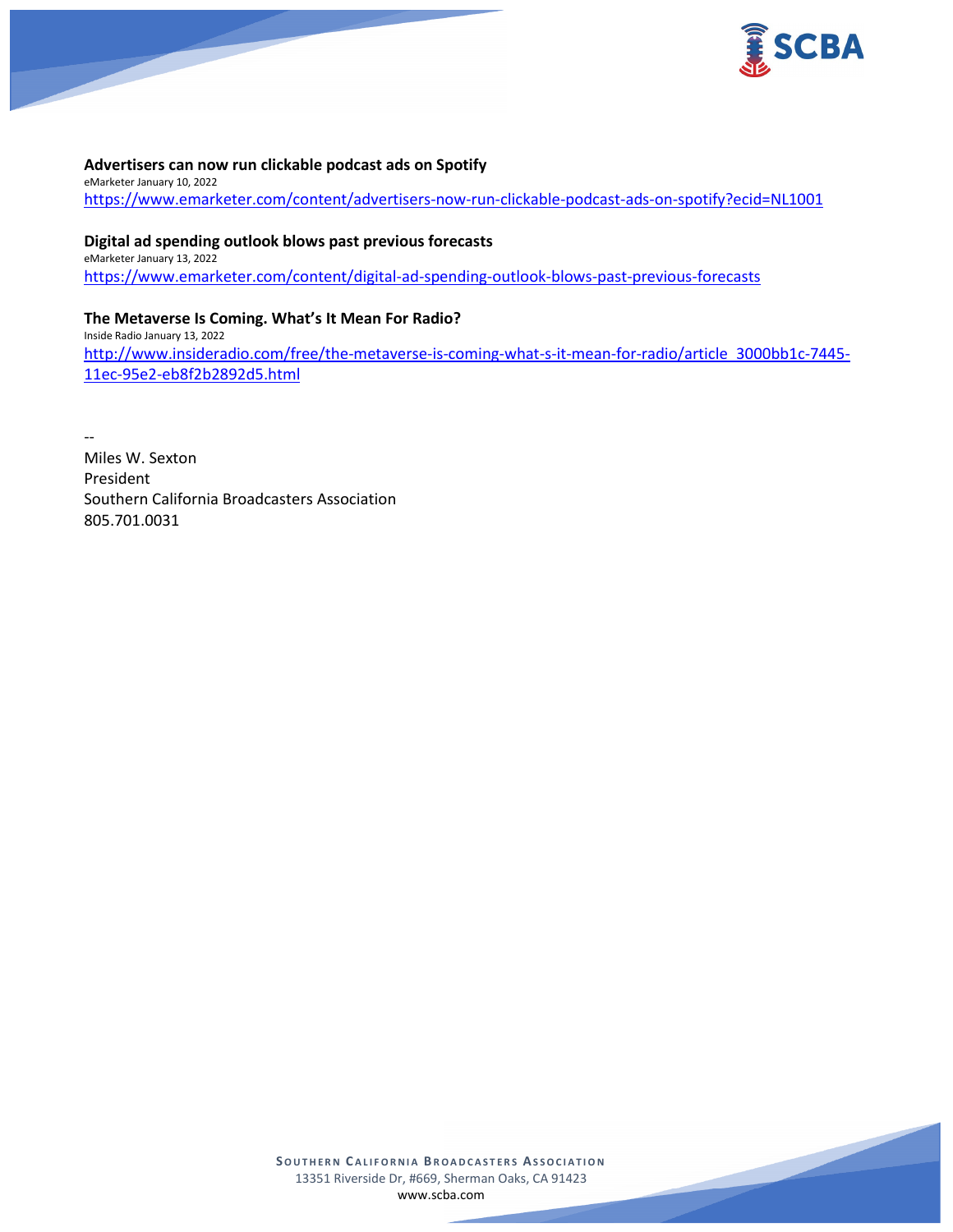**Advertisers can now run clickable podcast ads on Spotify**

eMarketer January 10, 2022

https://www.emarketer.com/content/advertisers-now-run-clickable-podcast-ads-on-spotify?ecid=NL1001

**Digital ad spending outlook blows past previous forecasts**

eMarketer January 13, 2022

https://www.emarketer.com/content/digital-ad-spending-outlook-blows-past-previous-forecasts

**The Metaverse Is Coming. What's It Mean For Radio?**

Inside Radio January 13, 2022

http://www.insideradio.com/free/the-metaverse-is-coming-what-s-it-mean-for-radio/article_3000bb1c-7445-11ec-95e2-eb8f2b2892d5.html

--

Miles W. Sexton  
President  
Southern California Broadcasters Association  
805.701.0031